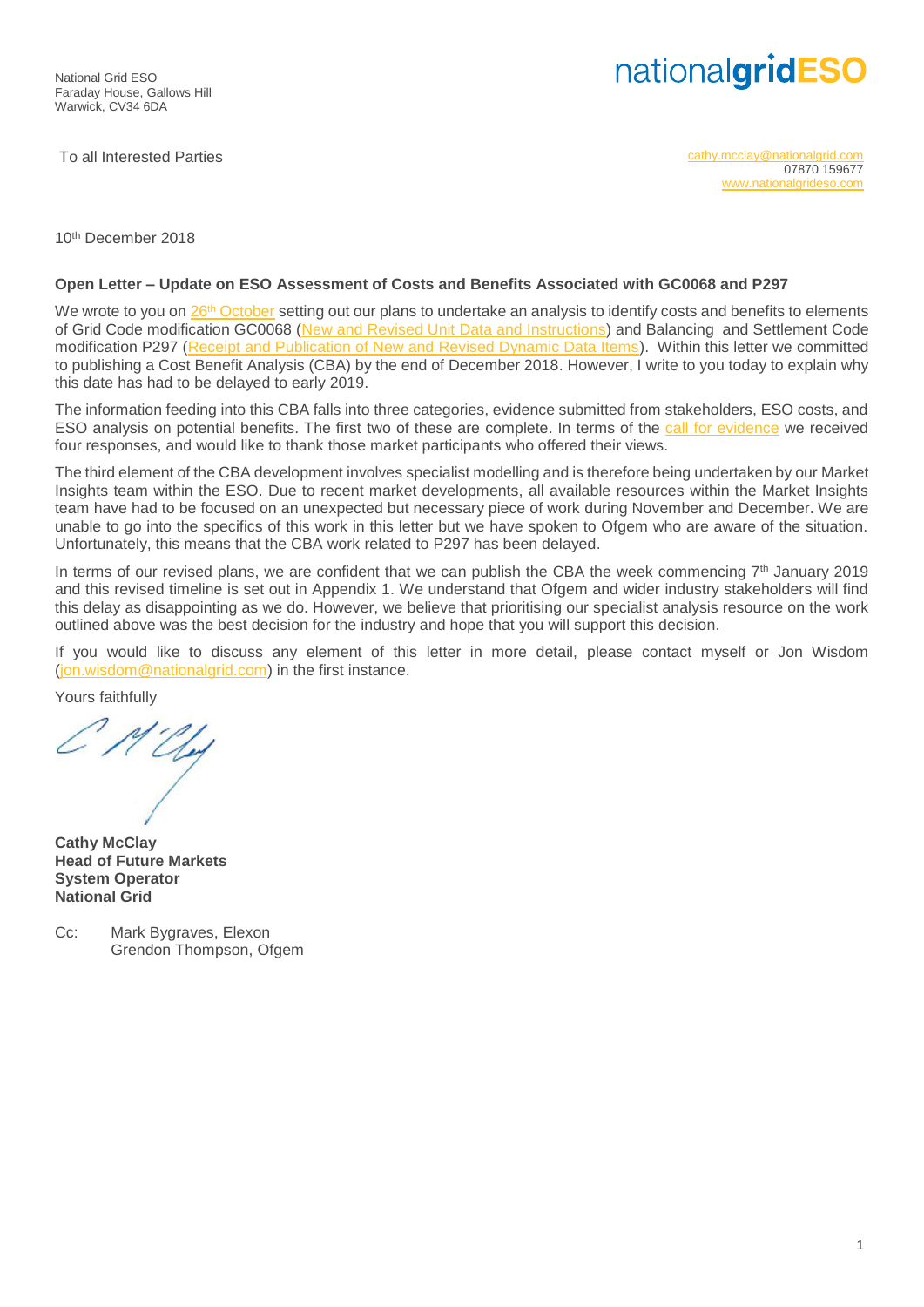National Grid ESO
Faraday House, Gallows Hill
Warwick, CV34 6DA

nationalgridESO

To all Interested Parties

cathy.mcclay@nationalgrid.com
07870 159677
www.nationalgrideso.com

10th December 2018

**Open Letter – Update on ESO Assessment of Costs and Benefits Associated with GC0068 and P297**

We wrote to you on 26th October setting out our plans to undertake an analysis to identify costs and benefits to elements of Grid Code modification GC0068 (New and Revised Unit Data and Instructions) and Balancing and Settlement Code modification P297 (Receipt and Publication of New and Revised Dynamic Data Items). Within this letter we committed to publishing a Cost Benefit Analysis (CBA) by the end of December 2018. However, I write to you today to explain why this date has had to be delayed to early 2019.

The information feeding into this CBA falls into three categories, evidence submitted from stakeholders, ESO costs, and ESO analysis on potential benefits. The first two of these are complete. In terms of the call for evidence we received four responses, and would like to thank those market participants who offered their views.

The third element of the CBA development involves specialist modelling and is therefore being undertaken by our Market Insights team within the ESO. Due to recent market developments, all available resources within the Market Insights team have had to be focused on an unexpected but necessary piece of work during November and December. We are unable to go into the specifics of this work in this letter but we have spoken to Ofgem who are aware of the situation. Unfortunately, this means that the CBA work related to P297 has been delayed.

In terms of our revised plans, we are confident that we can publish the CBA the week commencing 7th January 2019 and this revised timeline is set out in Appendix 1. We understand that Ofgem and wider industry stakeholders will find this delay as disappointing as we do. However, we believe that prioritising our specialist analysis resource on the work outlined above was the best decision for the industry and hope that you will support this decision.

If you would like to discuss any element of this letter in more detail, please contact myself or Jon Wisdom (jon.wisdom@nationalgrid.com) in the first instance.

Yours faithfully

**Cathy McClay**
**Head of Future Markets**
**System Operator**
**National Grid**

Cc: Mark Bygraves, Elexon
Grendon Thompson, Ofgem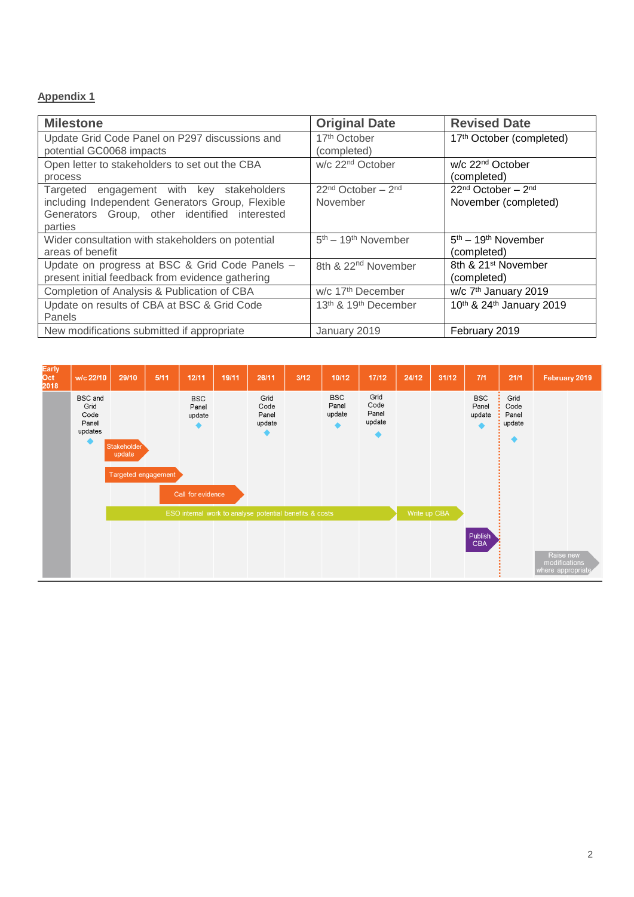**Appendix 1**

| Milestone | Original Date | Revised Date |
|---|---|---|
| Update Grid Code Panel on P297 discussions and potential GC0068 impacts | 17th October (completed) | 17th October (completed) |
| Open letter to stakeholders to set out the CBA process | w/c 22nd October | w/c 22nd October (completed) |
| Targeted engagement with key stakeholders including Independent Generators Group, Flexible Generators Group, other identified interested parties | 22nd October – 2nd November | 22nd October – 2nd November (completed) |
| Wider consultation with stakeholders on potential areas of benefit | 5th – 19th November | 5th – 19th November (completed) |
| Update on progress at BSC & Grid Code Panels – present initial feedback from evidence gathering | 8th & 22nd November | 8th & 21st November (completed) |
| Completion of Analysis & Publication of CBA | w/c 17th December | w/c 7th January 2019 |
| Update on results of CBA at BSC & Grid Code Panels | 13th & 19th December | 10th & 24th January 2019 |
| New modifications submitted if appropriate | January 2019 | February 2019 |

Early Oct 2018
w/c 22/10
29/10
5/11
12/11
19/11
26/11
3/12
10/12
17/12
24/12
31/12
7/1
21/1
February 2019

BSC and Grid Code Panel updates
BSC Panel update
Grid Code Panel update
BSC Panel update
Grid Code Panel update
BSC Panel update
Grid Code Panel update

Stakeholder update
Targeted engagement
Call for evidence
ESO internal work to analyse potential benefits & costs
Write up CBA
Publish CBA
Raise new modifications where appropriate